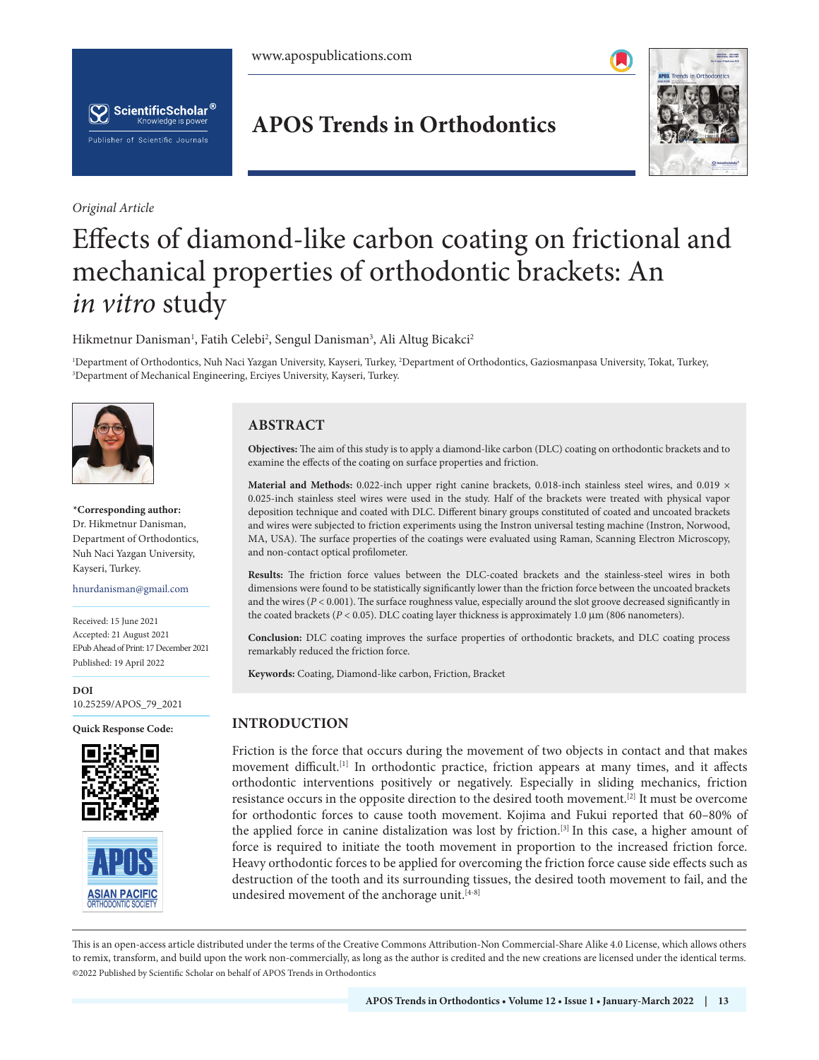*Original Article*

# Effects of diamond-like carbon coating on frictional and mechanical properties of orthodontic brackets: An *in vitro* study

Hikmetnur Danisman[1], Fatih Celebi[2], Sengul Danisman[3], Ali Altug Bicakci[2]

[1]Department of Orthodontics, Nuh Naci Yazgan University, Kayseri, Turkey, [2]Department of Orthodontics, Gaziosmanpasa University, Tokat, Turkey, [3]Department of Mechanical Engineering, Erciyes University, Kayseri, Turkey.

**\*Corresponding author:**
Dr. Hikmetnur Danisman, Department of Orthodontics, Nuh Naci Yazgan University, Kayseri, Turkey.

hnurdanisman@gmail.com

Received: 15 June 2021
Accepted: 21 August 2021
EPub Ahead of Print: 17 December 2021
Published: 19 April 2022

**DOI**
10.25259/APOS_79_2021

**Quick Response Code:**

## ABSTRACT

**Objectives:** The aim of this study is to apply a diamond-like carbon (DLC) coating on orthodontic brackets and to examine the effects of the coating on surface properties and friction.

**Material and Methods:** 0.022-inch upper right canine brackets, 0.018-inch stainless steel wires, and 0.019 × 0.025-inch stainless steel wires were used in the study. Half of the brackets were treated with physical vapor deposition technique and coated with DLC. Different binary groups constituted of coated and uncoated brackets and wires were subjected to friction experiments using the Instron universal testing machine (Instron, Norwood, MA, USA). The surface properties of the coatings were evaluated using Raman, Scanning Electron Microscopy, and non-contact optical profilometer.

**Results:** The friction force values between the DLC-coated brackets and the stainless-steel wires in both dimensions were found to be statistically significantly lower than the friction force between the uncoated brackets and the wires ($P < 0.001$). The surface roughness value, especially around the slot groove decreased significantly in the coated brackets ($P < 0.05$). DLC coating layer thickness is approximately 1.0 µm (806 nanometers).

**Conclusion:** DLC coating improves the surface properties of orthodontic brackets, and DLC coating process remarkably reduced the friction force.

**Keywords:** Coating, Diamond-like carbon, Friction, Bracket

## INTRODUCTION

Friction is the force that occurs during the movement of two objects in contact and that makes movement difficult.[1] In orthodontic practice, friction appears at many times, and it affects orthodontic interventions positively or negatively. Especially in sliding mechanics, friction resistance occurs in the opposite direction to the desired tooth movement.[2] It must be overcome for orthodontic forces to cause tooth movement. Kojima and Fukui reported that 60–80% of the applied force in canine distalization was lost by friction.[3] In this case, a higher amount of force is required to initiate the tooth movement in proportion to the increased friction force. Heavy orthodontic forces to be applied for overcoming the friction force cause side effects such as destruction of the tooth and its surrounding tissues, the desired tooth movement to fail, and the undesired movement of the anchorage unit.[4-8]

This is an open-access article distributed under the terms of the Creative Commons Attribution-Non Commercial-Share Alike 4.0 License, which allows others to remix, transform, and build upon the work non-commercially, as long as the author is credited and the new creations are licensed under the identical terms.
©2022 Published by Scientific Scholar on behalf of APOS Trends in Orthodontics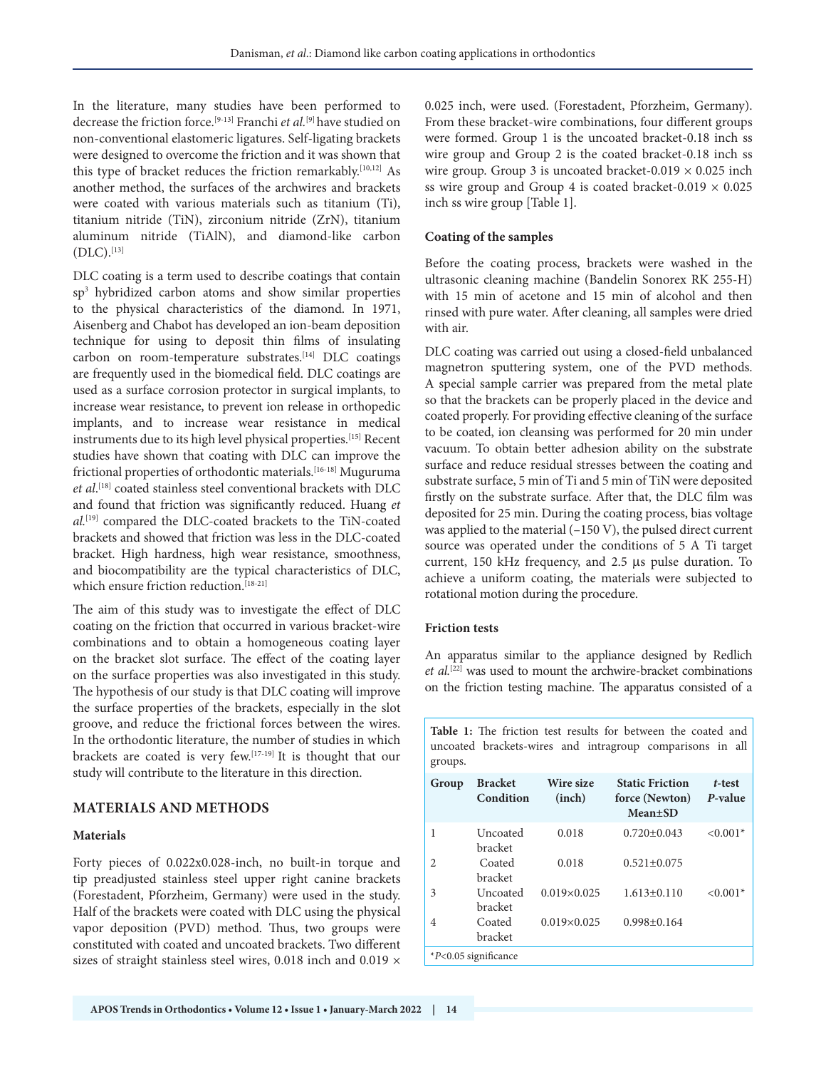In the literature, many studies have been performed to decrease the friction force.[9-13] Franchi *et al.*[9] have studied on non-conventional elastomeric ligatures. Self-ligating brackets were designed to overcome the friction and it was shown that this type of bracket reduces the friction remarkably.[10,12] As another method, the surfaces of the archwires and brackets were coated with various materials such as titanium (Ti), titanium nitride (TiN), zirconium nitride (ZrN), titanium aluminum nitride (TiAlN), and diamond-like carbon (DLC).[13]

DLC coating is a term used to describe coatings that contain $sp^3$ hybridized carbon atoms and show similar properties to the physical characteristics of the diamond. In 1971, Aisenberg and Chabot has developed an ion-beam deposition technique for using to deposit thin films of insulating carbon on room-temperature substrates.[14] DLC coatings are frequently used in the biomedical field. DLC coatings are used as a surface corrosion protector in surgical implants, to increase wear resistance, to prevent ion release in orthopedic implants, and to increase wear resistance in medical instruments due to its high level physical properties.[15] Recent studies have shown that coating with DLC can improve the frictional properties of orthodontic materials.[16-18] Muguruma *et al.*[18] coated stainless steel conventional brackets with DLC and found that friction was significantly reduced. Huang *et al.*[19] compared the DLC-coated brackets to the TiN-coated brackets and showed that friction was less in the DLC-coated bracket. High hardness, high wear resistance, smoothness, and biocompatibility are the typical characteristics of DLC, which ensure friction reduction.[18-21]

The aim of this study was to investigate the effect of DLC coating on the friction that occurred in various bracket-wire combinations and to obtain a homogeneous coating layer on the bracket slot surface. The effect of the coating layer on the surface properties was also investigated in this study. The hypothesis of our study is that DLC coating will improve the surface properties of the brackets, especially in the slot groove, and reduce the frictional forces between the wires. In the orthodontic literature, the number of studies in which brackets are coated is very few.[17-19] It is thought that our study will contribute to the literature in this direction.

## MATERIALS AND METHODS

### Materials

Forty pieces of 0.022x0.028-inch, no built-in torque and tip preadjusted stainless steel upper right canine brackets (Forestadent, Pforzheim, Germany) were used in the study. Half of the brackets were coated with DLC using the physical vapor deposition (PVD) method. Thus, two groups were constituted with coated and uncoated brackets. Two different sizes of straight stainless steel wires, 0.018 inch and 0.019 × 0.025 inch, were used. (Forestadent, Pforzheim, Germany). From these bracket-wire combinations, four different groups were formed. Group 1 is the uncoated bracket-0.18 inch ss wire group and Group 2 is the coated bracket-0.18 inch ss wire group. Group 3 is uncoated bracket-0.019 × 0.025 inch ss wire group and Group 4 is coated bracket-0.019 × 0.025 inch ss wire group [Table 1].

### Coating of the samples

Before the coating process, brackets were washed in the ultrasonic cleaning machine (Bandelin Sonorex RK 255-H) with 15 min of acetone and 15 min of alcohol and then rinsed with pure water. After cleaning, all samples were dried with air.

DLC coating was carried out using a closed-field unbalanced magnetron sputtering system, one of the PVD methods. A special sample carrier was prepared from the metal plate so that the brackets can be properly placed in the device and coated properly. For providing effective cleaning of the surface to be coated, ion cleansing was performed for 20 min under vacuum. To obtain better adhesion ability on the substrate surface and reduce residual stresses between the coating and substrate surface, 5 min of Ti and 5 min of TiN were deposited firstly on the substrate surface. After that, the DLC film was deposited for 25 min. During the coating process, bias voltage was applied to the material (−150 V), the pulsed direct current source was operated under the conditions of 5 A Ti target current, 150 kHz frequency, and 2.5 μs pulse duration. To achieve a uniform coating, the materials were subjected to rotational motion during the procedure.

### Friction tests

An apparatus similar to the appliance designed by Redlich *et al.*[22] was used to mount the archwire-bracket combinations on the friction testing machine. The apparatus consisted of a

**Table 1:** The friction test results for between the coated and uncoated brackets-wires and intragroup comparisons in all groups.

| Group | Bracket Condition | Wire size (inch) | Static Friction force (Newton) Mean±SD | *t*-test *P*-value |
|---|---|---|---|---|
| 1 | Uncoated bracket | 0.018 | 0.720±0.043 | <0.001* |
| 2 | Coated bracket | 0.018 | 0.521±0.075 | |
| 3 | Uncoated bracket | 0.019×0.025 | 1.613±0.110 | <0.001* |
| 4 | Coated bracket | 0.019×0.025 | 0.998±0.164 | |

*$P<0.05$ significance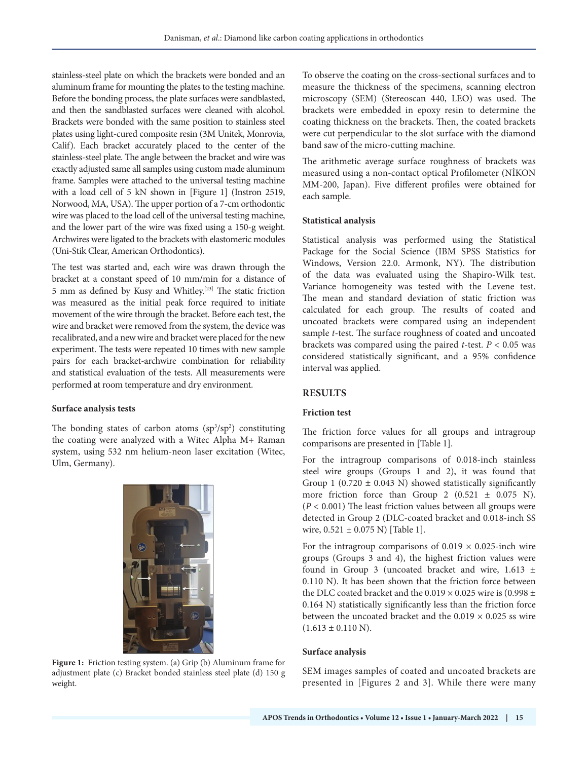stainless-steel plate on which the brackets were bonded and an aluminum frame for mounting the plates to the testing machine. Before the bonding process, the plate surfaces were sandblasted, and then the sandblasted surfaces were cleaned with alcohol. Brackets were bonded with the same position to stainless steel plates using light-cured composite resin (3M Unitek, Monrovia, Calif). Each bracket accurately placed to the center of the stainless-steel plate. The angle between the bracket and wire was exactly adjusted same all samples using custom made aluminum frame. Samples were attached to the universal testing machine with a load cell of 5 kN shown in [Figure 1] (Instron 2519, Norwood, MA, USA). The upper portion of a 7-cm orthodontic wire was placed to the load cell of the universal testing machine, and the lower part of the wire was fixed using a 150-g weight. Archwires were ligated to the brackets with elastomeric modules (Uni-Stik Clear, American Orthodontics).

The test was started and, each wire was drawn through the bracket at a constant speed of 10 mm/min for a distance of 5 mm as defined by Kusy and Whitley.[23] The static friction was measured as the initial peak force required to initiate movement of the wire through the bracket. Before each test, the wire and bracket were removed from the system, the device was recalibrated, and a new wire and bracket were placed for the new experiment. The tests were repeated 10 times with new sample pairs for each bracket-archwire combination for reliability and statistical evaluation of the tests. All measurements were performed at room temperature and dry environment.

### Surface analysis tests

The bonding states of carbon atoms ($sp^3/sp^2$) constituting the coating were analyzed with a Witec Alpha M+ Raman system, using 532 nm helium-neon laser excitation (Witec, Ulm, Germany).

Figure 1: Friction testing system. (a) Grip (b) Aluminum frame for adjustment plate (c) Bracket bonded stainless steel plate (d) 150 g weight.

To observe the coating on the cross-sectional surfaces and to measure the thickness of the specimens, scanning electron microscopy (SEM) (Stereoscan 440, LEO) was used. The brackets were embedded in epoxy resin to determine the coating thickness on the brackets. Then, the coated brackets were cut perpendicular to the slot surface with the diamond band saw of the micro-cutting machine.

The arithmetic average surface roughness of brackets was measured using a non-contact optical Profilometer (NİKON MM-200, Japan). Five different profiles were obtained for each sample.

### Statistical analysis

Statistical analysis was performed using the Statistical Package for the Social Science (IBM SPSS Statistics for Windows, Version 22.0. Armonk, NY). The distribution of the data was evaluated using the Shapiro-Wilk test. Variance homogeneity was tested with the Levene test. The mean and standard deviation of static friction was calculated for each group. The results of coated and uncoated brackets were compared using an independent sample *t*-test. The surface roughness of coated and uncoated brackets was compared using the paired *t*-test. $P < 0.05$ was considered statistically significant, and a 95% confidence interval was applied.

## RESULTS

### Friction test

The friction force values for all groups and intragroup comparisons are presented in [Table 1].

For the intragroup comparisons of 0.018-inch stainless steel wire groups (Groups 1 and 2), it was found that Group 1 (0.720 ± 0.043 N) showed statistically significantly more friction force than Group 2 (0.521 ± 0.075 N). ($P < 0.001$) The least friction values between all groups were detected in Group 2 (DLC-coated bracket and 0.018-inch SS wire, 0.521 ± 0.075 N) [Table 1].

For the intragroup comparisons of 0.019 × 0.025-inch wire groups (Groups 3 and 4), the highest friction values were found in Group 3 (uncoated bracket and wire, 1.613 ± 0.110 N). It has been shown that the friction force between the DLC coated bracket and the 0.019 × 0.025 wire is (0.998 ± 0.164 N) statistically significantly less than the friction force between the uncoated bracket and the 0.019 × 0.025 ss wire (1.613 ± 0.110 N).

### Surface analysis

SEM images samples of coated and uncoated brackets are presented in [Figures 2 and 3]. While there were many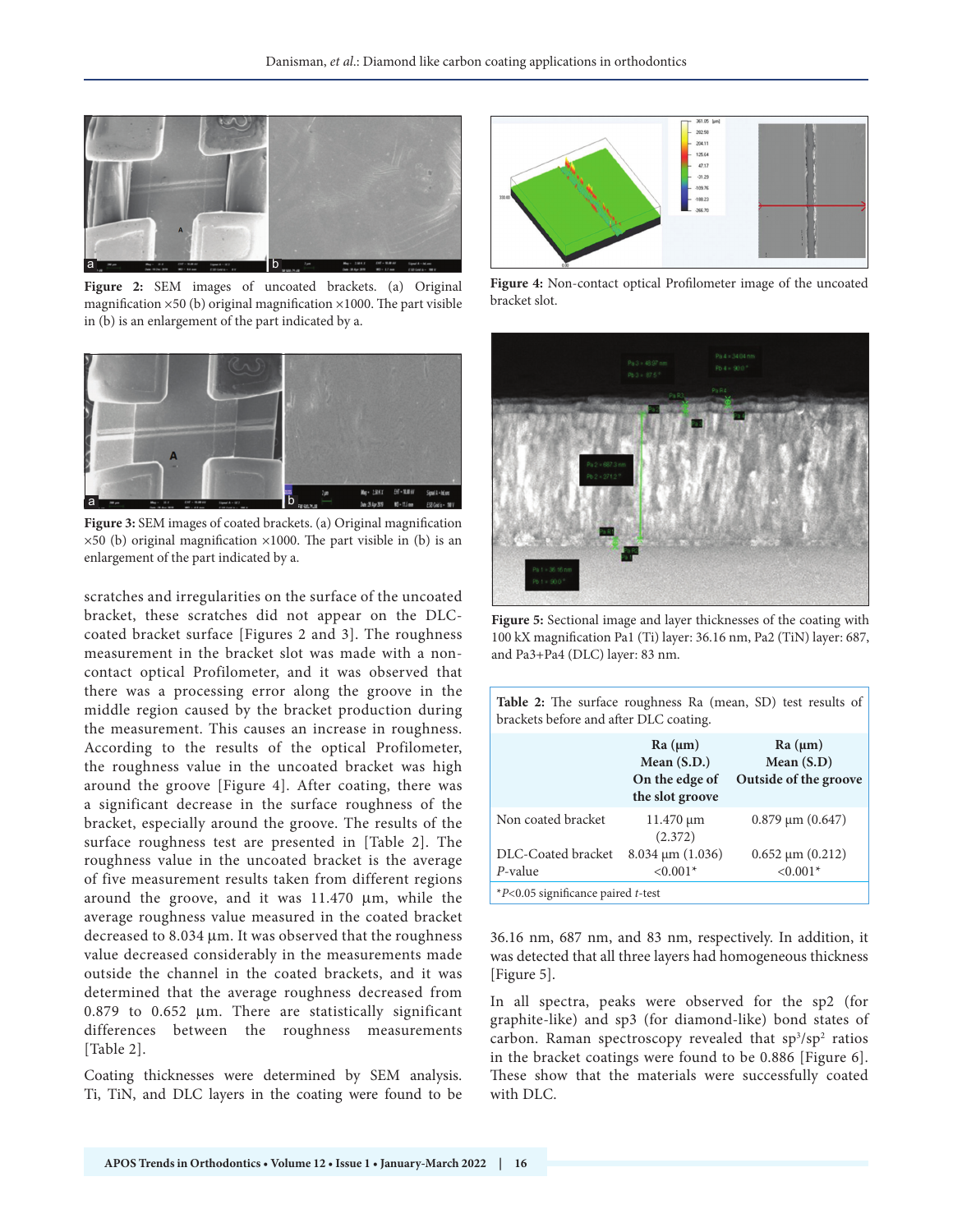Figure 2: SEM images of uncoated brackets. (a) Original magnification ×50 (b) original magnification ×1000. The part visible in (b) is an enlargement of the part indicated by a.

Figure 3: SEM images of coated brackets. (a) Original magnification ×50 (b) original magnification ×1000. The part visible in (b) is an enlargement of the part indicated by a.

scratches and irregularities on the surface of the uncoated bracket, these scratches did not appear on the DLC-coated bracket surface [Figures 2 and 3]. The roughness measurement in the bracket slot was made with a non-contact optical Profilometer, and it was observed that there was a processing error along the groove in the middle region caused by the bracket production during the measurement. This causes an increase in roughness. According to the results of the optical Profilometer, the roughness value in the uncoated bracket was high around the groove [Figure 4]. After coating, there was a significant decrease in the surface roughness of the bracket, especially around the groove. The results of the surface roughness test are presented in [Table 2]. The roughness value in the uncoated bracket is the average of five measurement results taken from different regions around the groove, and it was 11.470 µm, while the average roughness value measured in the coated bracket decreased to 8.034 µm. It was observed that the roughness value decreased considerably in the measurements made outside the channel in the coated brackets, and it was determined that the average roughness decreased from 0.879 to 0.652 µm. There are statistically significant differences between the roughness measurements [Table 2].

Coating thicknesses were determined by SEM analysis. Ti, TiN, and DLC layers in the coating were found to be 36.16 nm, 687 nm, and 83 nm, respectively. In addition, it was detected that all three layers had homogeneous thickness [Figure 5].

Figure 4: Non-contact optical Profilometer image of the uncoated bracket slot.

Figure 5: Sectional image and layer thicknesses of the coating with 100 kX magnification Pa1 (Ti) layer: 36.16 nm, Pa2 (TiN) layer: 687, and Pa3+Pa4 (DLC) layer: 83 nm.

**Table 2:** The surface roughness Ra (mean, SD) test results of brackets before and after DLC coating.

| | Ra (µm) Mean (S.D.) On the edge of the slot groove | Ra (µm) Mean (S.D) Outside of the groove |
|---|---|---|
| Non coated bracket | 11.470 µm (2.372) | 0.879 µm (0.647) |
| DLC-Coated bracket | 8.034 µm (1.036) | 0.652 µm (0.212) |
| *P*-value | <0.001* | <0.001* |

*$P<0.05$ significance paired *t*-test

In all spectra, peaks were observed for the sp2 (for graphite-like) and sp3 (for diamond-like) bond states of carbon. Raman spectroscopy revealed that $sp^3/sp^2$ ratios in the bracket coatings were found to be 0.886 [Figure 6]. These show that the materials were successfully coated with DLC.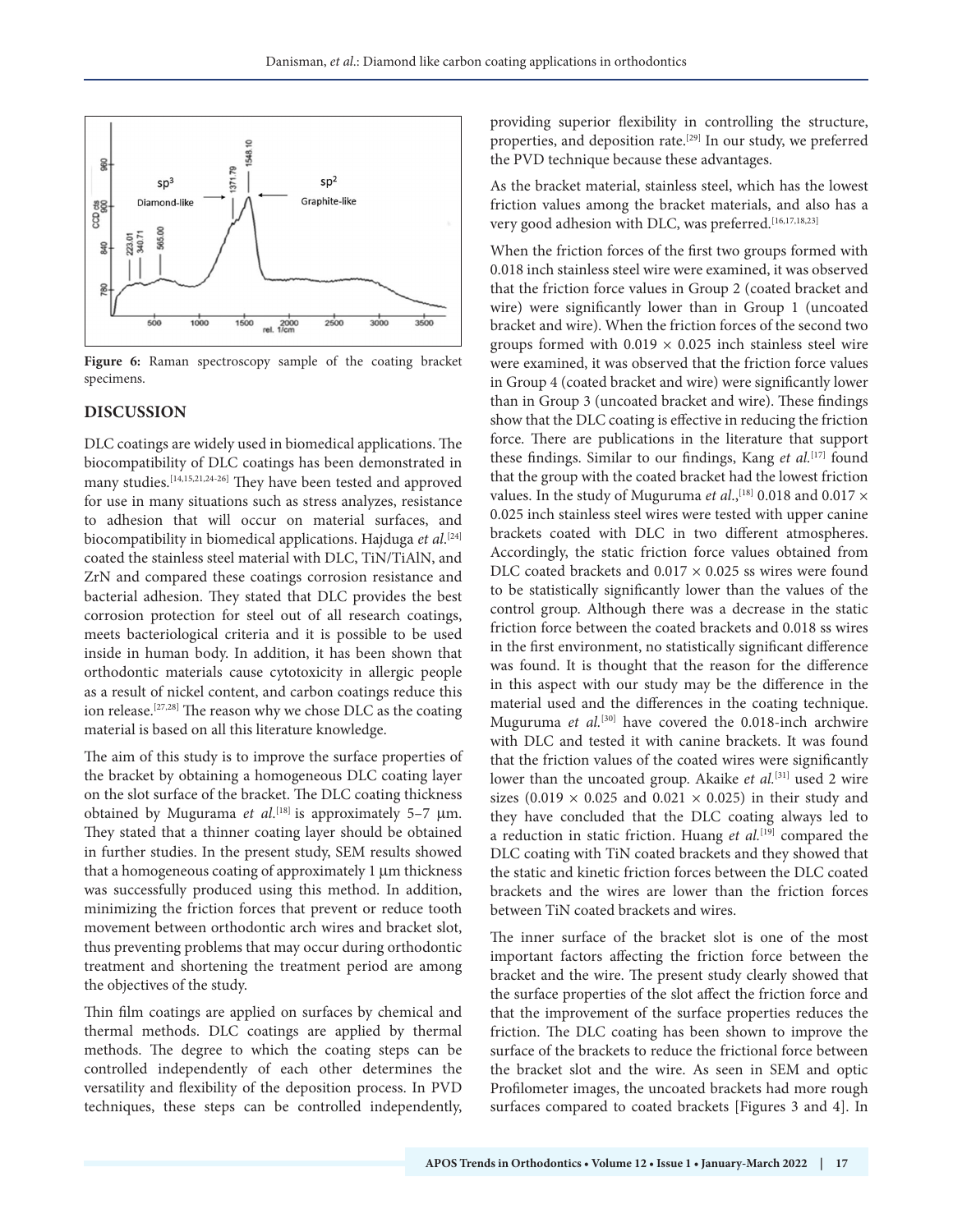Figure 6: Raman spectroscopy sample of the coating bracket specimens.

## DISCUSSION

DLC coatings are widely used in biomedical applications. The biocompatibility of DLC coatings has been demonstrated in many studies.[14,15,21,24-26] They have been tested and approved for use in many situations such as stress analyzes, resistance to adhesion that will occur on material surfaces, and biocompatibility in biomedical applications. Hajduga *et al.*[24] coated the stainless steel material with DLC, TiN/TiAlN, and ZrN and compared these coatings corrosion resistance and bacterial adhesion. They stated that DLC provides the best corrosion protection for steel out of all research coatings, meets bacteriological criteria and it is possible to be used inside in human body. In addition, it has been shown that orthodontic materials cause cytotoxicity in allergic people as a result of nickel content, and carbon coatings reduce this ion release.[27,28] The reason why we chose DLC as the coating material is based on all this literature knowledge.

The aim of this study is to improve the surface properties of the bracket by obtaining a homogeneous DLC coating layer on the slot surface of the bracket. The DLC coating thickness obtained by Mugurama *et al.*[18] is approximately 5–7 μm. They stated that a thinner coating layer should be obtained in further studies. In the present study, SEM results showed that a homogeneous coating of approximately 1 μm thickness was successfully produced using this method. In addition, minimizing the friction forces that prevent or reduce tooth movement between orthodontic arch wires and bracket slot, thus preventing problems that may occur during orthodontic treatment and shortening the treatment period are among the objectives of the study.

Thin film coatings are applied on surfaces by chemical and thermal methods. DLC coatings are applied by thermal methods. The degree to which the coating steps can be controlled independently of each other determines the versatility and flexibility of the deposition process. In PVD techniques, these steps can be controlled independently, providing superior flexibility in controlling the structure, properties, and deposition rate.[29] In our study, we preferred the PVD technique because these advantages.

As the bracket material, stainless steel, which has the lowest friction values among the bracket materials, and also has a very good adhesion with DLC, was preferred.[16,17,18,23]

When the friction forces of the first two groups formed with 0.018 inch stainless steel wire were examined, it was observed that the friction force values in Group 2 (coated bracket and wire) were significantly lower than in Group 1 (uncoated bracket and wire). When the friction forces of the second two groups formed with $0.019 \times 0.025$ inch stainless steel wire were examined, it was observed that the friction force values in Group 4 (coated bracket and wire) were significantly lower than in Group 3 (uncoated bracket and wire). These findings show that the DLC coating is effective in reducing the friction force. There are publications in the literature that support these findings. Similar to our findings, Kang *et al.*[17] found that the group with the coated bracket had the lowest friction values. In the study of Muguruma *et al.*,[18] 0.018 and $0.017 \times 0.025$ inch stainless steel wires were tested with upper canine brackets coated with DLC in two different atmospheres. Accordingly, the static friction force values obtained from DLC coated brackets and $0.017 \times 0.025$ ss wires were found to be statistically significantly lower than the values of the control group. Although there was a decrease in the static friction force between the coated brackets and 0.018 ss wires in the first environment, no statistically significant difference was found. It is thought that the reason for the difference in this aspect with our study may be the difference in the material used and the differences in the coating technique. Muguruma *et al.*[30] have covered the 0.018-inch archwire with DLC and tested it with canine brackets. It was found that the friction values of the coated wires were significantly lower than the uncoated group. Akaike *et al.*[31] used 2 wire sizes ($0.019 \times 0.025$ and $0.021 \times 0.025$) in their study and they have concluded that the DLC coating always led to a reduction in static friction. Huang *et al.*[19] compared the DLC coating with TiN coated brackets and they showed that the static and kinetic friction forces between the DLC coated brackets and the wires are lower than the friction forces between TiN coated brackets and wires.

The inner surface of the bracket slot is one of the most important factors affecting the friction force between the bracket and the wire. The present study clearly showed that the surface properties of the slot affect the friction force and that the improvement of the surface properties reduces the friction. The DLC coating has been shown to improve the surface of the brackets to reduce the frictional force between the bracket slot and the wire. As seen in SEM and optic Profilometer images, the uncoated brackets had more rough surfaces compared to coated brackets [Figures 3 and 4]. In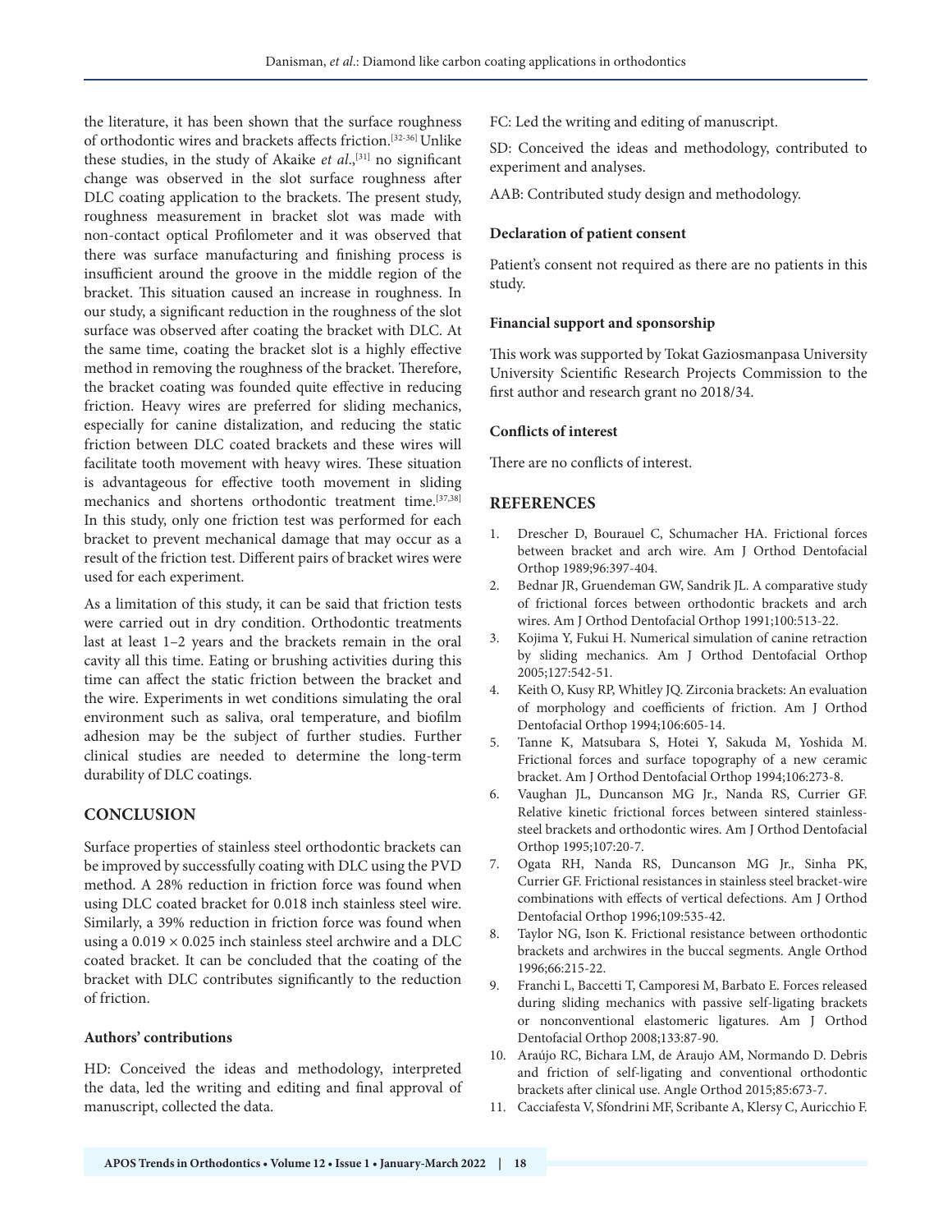the literature, it has been shown that the surface roughness of orthodontic wires and brackets affects friction.[32-36] Unlike these studies, in the study of Akaike *et al*.,[31] no significant change was observed in the slot surface roughness after DLC coating application to the brackets. The present study, roughness measurement in bracket slot was made with non-contact optical Profilometer and it was observed that there was surface manufacturing and finishing process is insufficient around the groove in the middle region of the bracket. This situation caused an increase in roughness. In our study, a significant reduction in the roughness of the slot surface was observed after coating the bracket with DLC. At the same time, coating the bracket slot is a highly effective method in removing the roughness of the bracket. Therefore, the bracket coating was founded quite effective in reducing friction. Heavy wires are preferred for sliding mechanics, especially for canine distalization, and reducing the static friction between DLC coated brackets and these wires will facilitate tooth movement with heavy wires. These situation is advantageous for effective tooth movement in sliding mechanics and shortens orthodontic treatment time.[37,38] In this study, only one friction test was performed for each bracket to prevent mechanical damage that may occur as a result of the friction test. Different pairs of bracket wires were used for each experiment.

As a limitation of this study, it can be said that friction tests were carried out in dry condition. Orthodontic treatments last at least 1–2 years and the brackets remain in the oral cavity all this time. Eating or brushing activities during this time can affect the static friction between the bracket and the wire. Experiments in wet conditions simulating the oral environment such as saliva, oral temperature, and biofilm adhesion may be the subject of further studies. Further clinical studies are needed to determine the long-term durability of DLC coatings.

## CONCLUSION

Surface properties of stainless steel orthodontic brackets can be improved by successfully coating with DLC using the PVD method. A 28% reduction in friction force was found when using DLC coated bracket for 0.018 inch stainless steel wire. Similarly, a 39% reduction in friction force was found when using a $0.019 \times 0.025$ inch stainless steel archwire and a DLC coated bracket. It can be concluded that the coating of the bracket with DLC contributes significantly to the reduction of friction.

### Authors' contributions

HD: Conceived the ideas and methodology, interpreted the data, led the writing and editing and final approval of manuscript, collected the data.

FC: Led the writing and editing of manuscript.

SD: Conceived the ideas and methodology, contributed to experiment and analyses.

AAB: Contributed study design and methodology.

### Declaration of patient consent

Patient's consent not required as there are no patients in this study.

### Financial support and sponsorship

This work was supported by Tokat Gaziosmanpasa University University Scientific Research Projects Commission to the first author and research grant no 2018/34.

### Conflicts of interest

There are no conflicts of interest.

## REFERENCES

1. Drescher D, Bourauel C, Schumacher HA. Frictional forces between bracket and arch wire. Am J Orthod Dentofacial Orthop 1989;96:397-404.
2. Bednar JR, Gruendeman GW, Sandrik JL. A comparative study of frictional forces between orthodontic brackets and arch wires. Am J Orthod Dentofacial Orthop 1991;100:513-22.
3. Kojima Y, Fukui H. Numerical simulation of canine retraction by sliding mechanics. Am J Orthod Dentofacial Orthop 2005;127:542-51.
4. Keith O, Kusy RP, Whitley JQ. Zirconia brackets: An evaluation of morphology and coefficients of friction. Am J Orthod Dentofacial Orthop 1994;106:605-14.
5. Tanne K, Matsubara S, Hotei Y, Sakuda M, Yoshida M. Frictional forces and surface topography of a new ceramic bracket. Am J Orthod Dentofacial Orthop 1994;106:273-8.
6. Vaughan JL, Duncanson MG Jr., Nanda RS, Currier GF. Relative kinetic frictional forces between sintered stainless-steel brackets and orthodontic wires. Am J Orthod Dentofacial Orthop 1995;107:20-7.
7. Ogata RH, Nanda RS, Duncanson MG Jr., Sinha PK, Currier GF. Frictional resistances in stainless steel bracket-wire combinations with effects of vertical defections. Am J Orthod Dentofacial Orthop 1996;109:535-42.
8. Taylor NG, Ison K. Frictional resistance between orthodontic brackets and archwires in the buccal segments. Angle Orthod 1996;66:215-22.
9. Franchi L, Baccetti T, Camporesi M, Barbato E. Forces released during sliding mechanics with passive self-ligating brackets or nonconventional elastomeric ligatures. Am J Orthod Dentofacial Orthop 2008;133:87-90.
10. Araújo RC, Bichara LM, de Araujo AM, Normando D. Debris and friction of self-ligating and conventional orthodontic brackets after clinical use. Angle Orthod 2015;85:673-7.
11. Cacciafesta V, Sfondrini MF, Scribante A, Klersy C, Auricchio F.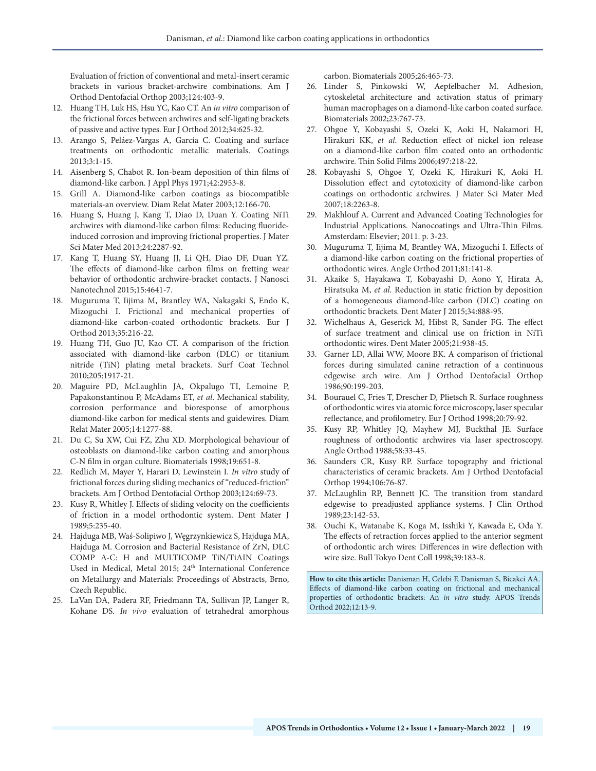Evaluation of friction of conventional and metal-insert ceramic brackets in various bracket-archwire combinations. Am J Orthod Dentofacial Orthop 2003;124:403-9.

12. Huang TH, Luk HS, Hsu YC, Kao CT. An *in vitro* comparison of the frictional forces between archwires and self-ligating brackets of passive and active types. Eur J Orthod 2012;34:625-32.
13. Arango S, Peláez-Vargas A, García C. Coating and surface treatments on orthodontic metallic materials. Coatings 2013;3:1-15.
14. Aisenberg S, Chabot R. Ion-beam deposition of thin films of diamond-like carbon. J Appl Phys 1971;42:2953-8.
15. Grill A. Diamond-like carbon coatings as biocompatible materials-an overview. Diam Relat Mater 2003;12:166-70.
16. Huang S, Huang J, Kang T, Diao D, Duan Y. Coating NiTi archwires with diamond-like carbon films: Reducing fluoride-induced corrosion and improving frictional properties. J Mater Sci Mater Med 2013;24:2287-92.
17. Kang T, Huang SY, Huang JJ, Li QH, Diao DF, Duan YZ. The effects of diamond-like carbon films on fretting wear behavior of orthodontic archwire-bracket contacts. J Nanosci Nanotechnol 2015;15:4641-7.
18. Muguruma T, Iijima M, Brantley WA, Nakagaki S, Endo K, Mizoguchi I. Frictional and mechanical properties of diamond-like carbon-coated orthodontic brackets. Eur J Orthod 2013;35:216-22.
19. Huang TH, Guo JU, Kao CT. A comparison of the friction associated with diamond-like carbon (DLC) or titanium nitride (TiN) plating metal brackets. Surf Coat Technol 2010;205:1917-21.
20. Maguire PD, McLaughlin JA, Okpalugo TI, Lemoine P, Papakonstantinou P, McAdams ET, *et al*. Mechanical stability, corrosion performance and bioresponse of amorphous diamond-like carbon for medical stents and guidewires. Diam Relat Mater 2005;14:1277-88.
21. Du C, Su XW, Cui FZ, Zhu XD. Morphological behaviour of osteoblasts on diamond-like carbon coating and amorphous C-N film in organ culture. Biomaterials 1998;19:651-8.
22. Redlich M, Mayer Y, Harari D, Lewinstein I. *In vitro* study of frictional forces during sliding mechanics of "reduced-friction" brackets. Am J Orthod Dentofacial Orthop 2003;124:69-73.
23. Kusy R, Whitley J. Effects of sliding velocity on the coefficients of friction in a model orthodontic system. Dent Mater J 1989;5:235-40.
24. Hajduga MB, Waś-Solipiwo J, Węgrzynkiewicz S, Hajduga MA, Hajduga M. Corrosion and Bacterial Resistance of ZrN, DLC COMP A-C: H and MULTICOMP TiN/TiAIN Coatings Used in Medical, Metal 2015; 24th International Conference on Metallurgy and Materials: Proceedings of Abstracts, Brno, Czech Republic.
25. LaVan DA, Padera RF, Friedmann TA, Sullivan JP, Langer R, Kohane DS. *In vivo* evaluation of tetrahedral amorphous carbon. Biomaterials 2005;26:465-73.
26. Linder S, Pinkowski W, Aepfelbacher M. Adhesion, cytoskeletal architecture and activation status of primary human macrophages on a diamond-like carbon coated surface. Biomaterials 2002;23:767-73.
27. Ohgoe Y, Kobayashi S, Ozeki K, Aoki H, Nakamori H, Hirakuri KK, *et al*. Reduction effect of nickel ion release on a diamond-like carbon film coated onto an orthodontic archwire. Thin Solid Films 2006;497:218-22.
28. Kobayashi S, Ohgoe Y, Ozeki K, Hirakuri K, Aoki H. Dissolution effect and cytotoxicity of diamond-like carbon coatings on orthodontic archwires. J Mater Sci Mater Med 2007;18:2263-8.
29. Makhlouf A. Current and Advanced Coating Technologies for Industrial Applications. Nanocoatings and Ultra-Thin Films. Amsterdam: Elsevier; 2011. p. 3-23.
30. Muguruma T, Iijima M, Brantley WA, Mizoguchi I. Effects of a diamond-like carbon coating on the frictional properties of orthodontic wires. Angle Orthod 2011;81:141-8.
31. Akaike S, Hayakawa T, Kobayashi D, Aono Y, Hirata A, Hiratsuka M, *et al*. Reduction in static friction by deposition of a homogeneous diamond-like carbon (DLC) coating on orthodontic brackets. Dent Mater J 2015;34:888-95.
32. Wichelhaus A, Geserick M, Hibst R, Sander FG. The effect of surface treatment and clinical use on friction in NiTi orthodontic wires. Dent Mater 2005;21:938-45.
33. Garner LD, Allai WW, Moore BK. A comparison of frictional forces during simulated canine retraction of a continuous edgewise arch wire. Am J Orthod Dentofacial Orthop 1986;90:199-203.
34. Bourauel C, Fries T, Drescher D, Plietsch R. Surface roughness of orthodontic wires via atomic force microscopy, laser specular reflectance, and profilometry. Eur J Orthod 1998;20:79-92.
35. Kusy RP, Whitley JQ, Mayhew MJ, Buckthal JE. Surface roughness of orthodontic archwires via laser spectroscopy. Angle Orthod 1988;58:33-45.
36. Saunders CR, Kusy RP. Surface topography and frictional characteristics of ceramic brackets. Am J Orthod Dentofacial Orthop 1994;106:76-87.
37. McLaughlin RP, Bennett JC. The transition from standard edgewise to preadjusted appliance systems. J Clin Orthod 1989;23:142-53.
38. Ouchi K, Watanabe K, Koga M, Isshiki Y, Kawada E, Oda Y. The effects of retraction forces applied to the anterior segment of orthodontic arch wires: Differences in wire deflection with wire size. Bull Tokyo Dent Coll 1998;39:183-8.

**How to cite this article:** Danisman H, Celebi F, Danisman S, Bicakci AA. Effects of diamond-like carbon coating on frictional and mechanical properties of orthodontic brackets: An *in vitro* study. APOS Trends Orthod 2022;12:13-9.